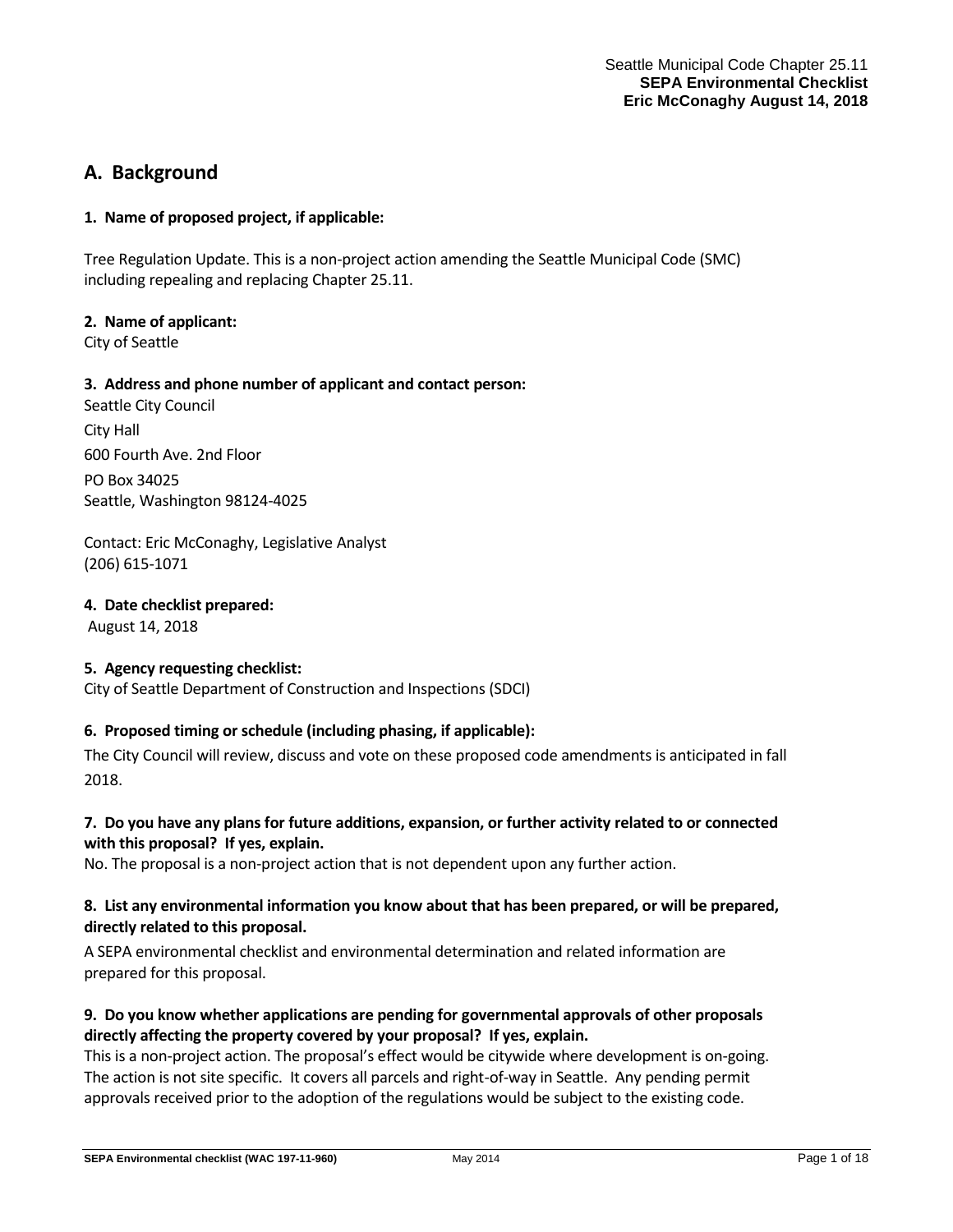## A. Background

### 1. Name of proposed project, if applicable:

Tree Regulation Update. This is a non-project action amending the Seattle Municipal Code (SMC) including repealing and replacing Chapter 25.11.

### 2. Name of applicant:

City of Seattle

### 3. Address and phone number of applicant and contact person:

Seattle City Council

City Hall

600 Fourth Ave. 2nd Floor

PO Box 34025
Seattle, Washington 98124-4025

Contact: Eric McConaghy, Legislative Analyst
(206) 615-1071

### 4. Date checklist prepared:

August 14, 2018

### 5. Agency requesting checklist:

City of Seattle Department of Construction and Inspections (SDCI)

### 6. Proposed timing or schedule (including phasing, if applicable):

The City Council will review, discuss and vote on these proposed code amendments is anticipated in fall 2018.

### 7. Do you have any plans for future additions, expansion, or further activity related to or connected with this proposal? If yes, explain.

No. The proposal is a non-project action that is not dependent upon any further action.

### 8. List any environmental information you know about that has been prepared, or will be prepared, directly related to this proposal.

A SEPA environmental checklist and environmental determination and related information are prepared for this proposal.

### 9. Do you know whether applications are pending for governmental approvals of other proposals directly affecting the property covered by your proposal? If yes, explain.

This is a non-project action. The proposal's effect would be citywide where development is on-going. The action is not site specific. It covers all parcels and right-of-way in Seattle. Any pending permit approvals received prior to the adoption of the regulations would be subject to the existing code.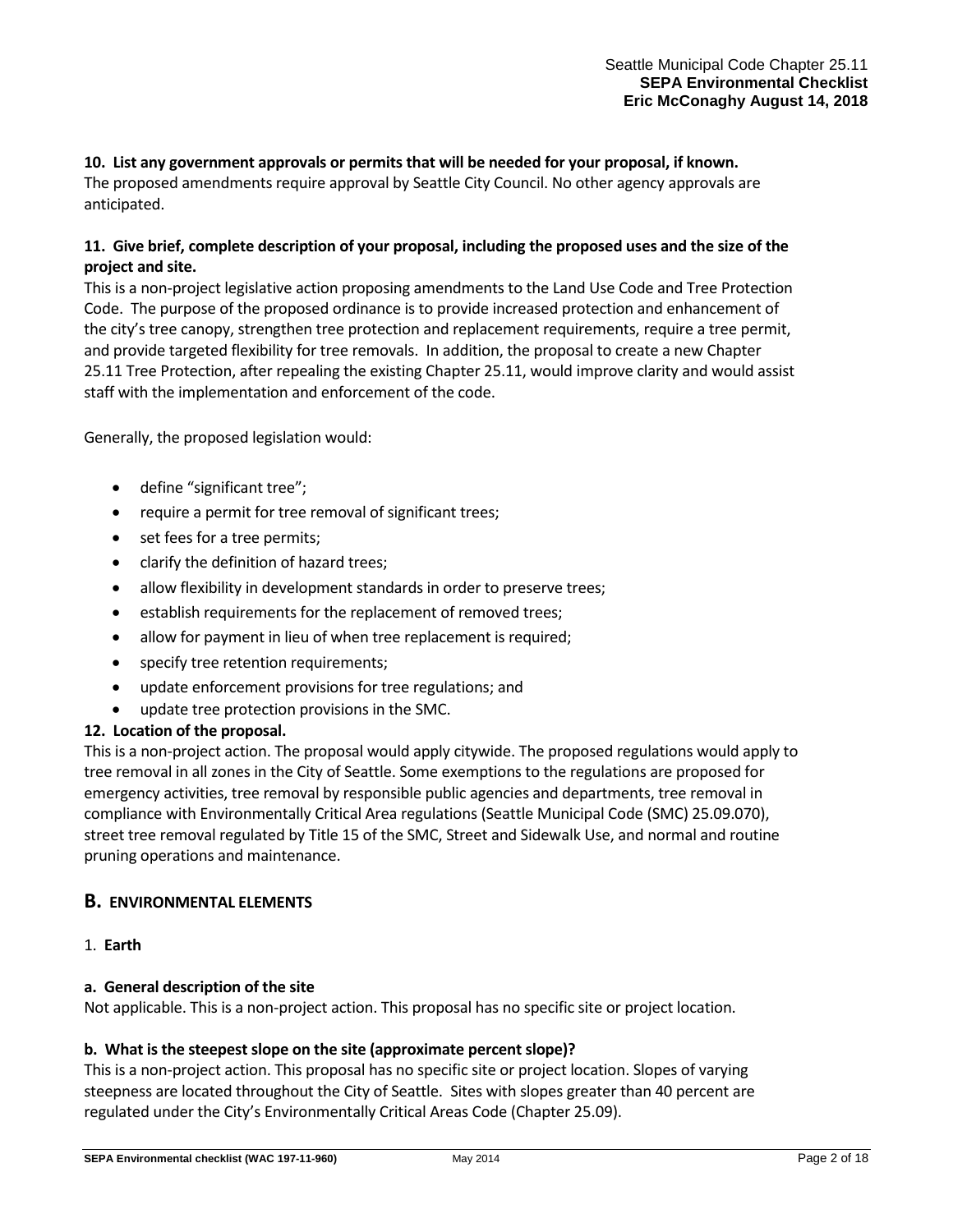**10. List any government approvals or permits that will be needed for your proposal, if known.**

The proposed amendments require approval by Seattle City Council. No other agency approvals are anticipated.

**11. Give brief, complete description of your proposal, including the proposed uses and the size of the project and site.**

This is a non-project legislative action proposing amendments to the Land Use Code and Tree Protection Code. The purpose of the proposed ordinance is to provide increased protection and enhancement of the city's tree canopy, strengthen tree protection and replacement requirements, require a tree permit, and provide targeted flexibility for tree removals. In addition, the proposal to create a new Chapter 25.11 Tree Protection, after repealing the existing Chapter 25.11, would improve clarity and would assist staff with the implementation and enforcement of the code.

Generally, the proposed legislation would:

- define "significant tree";
- require a permit for tree removal of significant trees;
- set fees for a tree permits;
- clarify the definition of hazard trees;
- allow flexibility in development standards in order to preserve trees;
- establish requirements for the replacement of removed trees;
- allow for payment in lieu of when tree replacement is required;
- specify tree retention requirements;
- update enforcement provisions for tree regulations; and
- update tree protection provisions in the SMC.

**12. Location of the proposal.**

This is a non-project action. The proposal would apply citywide. The proposed regulations would apply to tree removal in all zones in the City of Seattle. Some exemptions to the regulations are proposed for emergency activities, tree removal by responsible public agencies and departments, tree removal in compliance with Environmentally Critical Area regulations (Seattle Municipal Code (SMC) 25.09.070), street tree removal regulated by Title 15 of the SMC, Street and Sidewalk Use, and normal and routine pruning operations and maintenance.

## B. ENVIRONMENTAL ELEMENTS

### 1. Earth

**a. General description of the site**

Not applicable. This is a non-project action. This proposal has no specific site or project location.

**b. What is the steepest slope on the site (approximate percent slope)?**

This is a non-project action. This proposal has no specific site or project location. Slopes of varying steepness are located throughout the City of Seattle. Sites with slopes greater than 40 percent are regulated under the City's Environmentally Critical Areas Code (Chapter 25.09).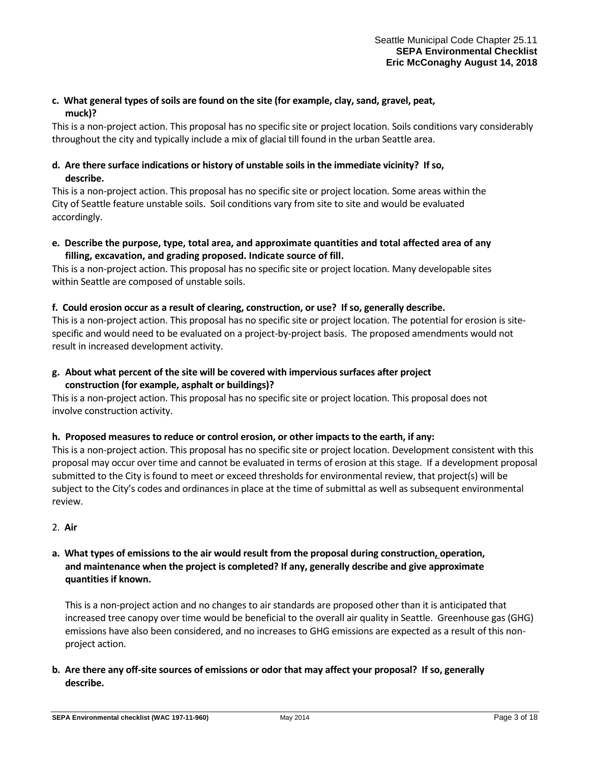**c. What general types of soils are found on the site (for example, clay, sand, gravel, peat, muck)?**

This is a non-project action. This proposal has no specific site or project location. Soils conditions vary considerably throughout the city and typically include a mix of glacial till found in the urban Seattle area.

**d. Are there surface indications or history of unstable soils in the immediate vicinity? If so, describe.**

This is a non-project action. This proposal has no specific site or project location. Some areas within the City of Seattle feature unstable soils. Soil conditions vary from site to site and would be evaluated accordingly.

**e. Describe the purpose, type, total area, and approximate quantities and total affected area of any filling, excavation, and grading proposed. Indicate source of fill.**

This is a non-project action. This proposal has no specific site or project location. Many developable sites within Seattle are composed of unstable soils.

**f. Could erosion occur as a result of clearing, construction, or use? If so, generally describe.**

This is a non-project action. This proposal has no specific site or project location. The potential for erosion is site-specific and would need to be evaluated on a project-by-project basis. The proposed amendments would not result in increased development activity.

**g. About what percent of the site will be covered with impervious surfaces after project construction (for example, asphalt or buildings)?**

This is a non-project action. This proposal has no specific site or project location. This proposal does not involve construction activity.

**h. Proposed measures to reduce or control erosion, or other impacts to the earth, if any:**

This is a non-project action. This proposal has no specific site or project location. Development consistent with this proposal may occur over time and cannot be evaluated in terms of erosion at this stage. If a development proposal submitted to the City is found to meet or exceed thresholds for environmental review, that project(s) will be subject to the City's codes and ordinances in place at the time of submittal as well as subsequent environmental review.

2. **Air**

**a. What types of emissions to the air would result from the proposal during construction, operation, and maintenance when the project is completed? If any, generally describe and give approximate quantities if known.**

This is a non-project action and no changes to air standards are proposed other than it is anticipated that increased tree canopy over time would be beneficial to the overall air quality in Seattle. Greenhouse gas (GHG) emissions have also been considered, and no increases to GHG emissions are expected as a result of this non-project action.

**b. Are there any off-site sources of emissions or odor that may affect your proposal? If so, generally describe.**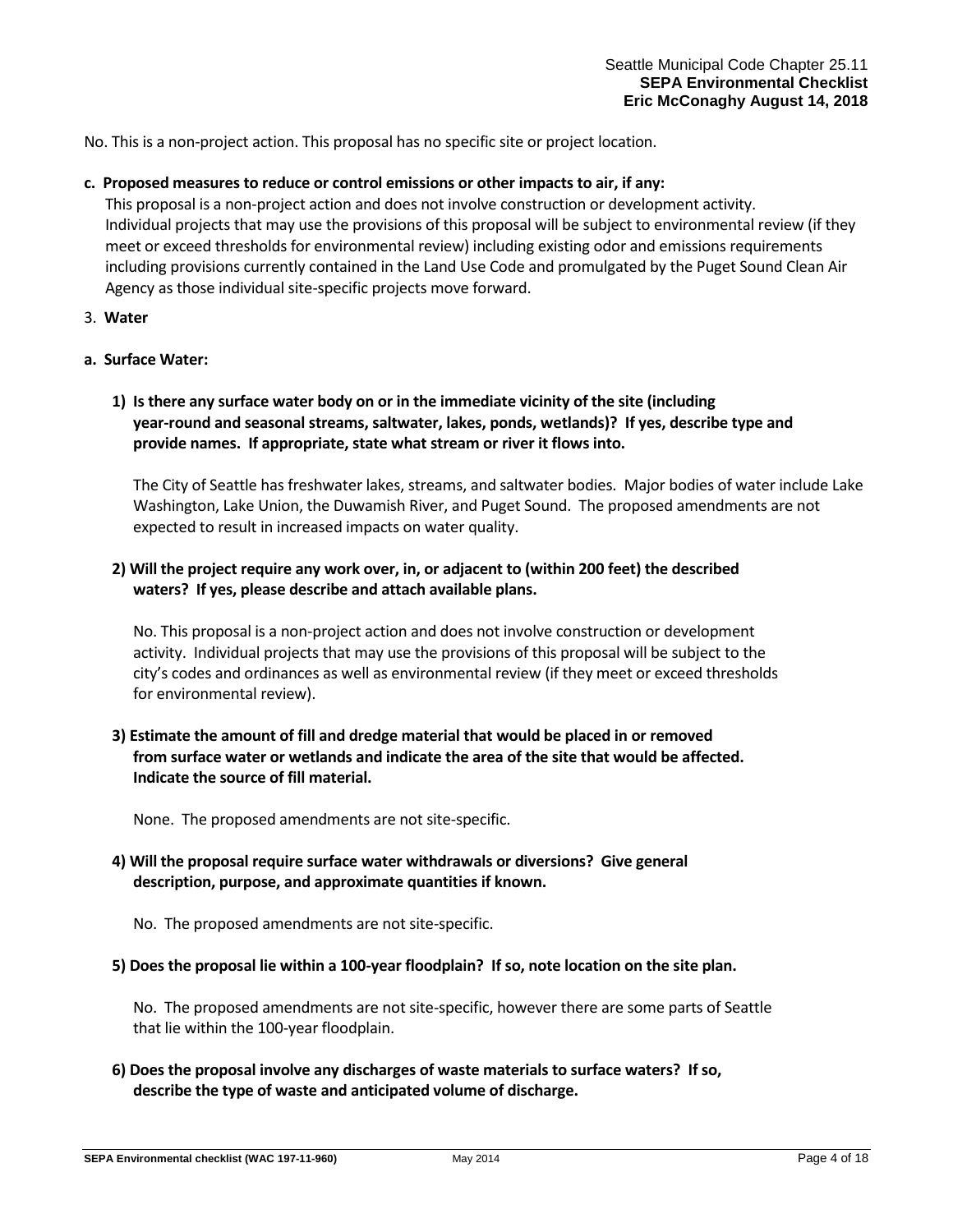No. This is a non-project action. This proposal has no specific site or project location.

**c. Proposed measures to reduce or control emissions or other impacts to air, if any:**

This proposal is a non-project action and does not involve construction or development activity. Individual projects that may use the provisions of this proposal will be subject to environmental review (if they meet or exceed thresholds for environmental review) including existing odor and emissions requirements including provisions currently contained in the Land Use Code and promulgated by the Puget Sound Clean Air Agency as those individual site-specific projects move forward.

3. **Water**

**a. Surface Water:**

**1) Is there any surface water body on or in the immediate vicinity of the site (including year-round and seasonal streams, saltwater, lakes, ponds, wetlands)? If yes, describe type and provide names. If appropriate, state what stream or river it flows into.**

The City of Seattle has freshwater lakes, streams, and saltwater bodies. Major bodies of water include Lake Washington, Lake Union, the Duwamish River, and Puget Sound. The proposed amendments are not expected to result in increased impacts on water quality.

**2) Will the project require any work over, in, or adjacent to (within 200 feet) the described waters? If yes, please describe and attach available plans.**

No. This proposal is a non-project action and does not involve construction or development activity. Individual projects that may use the provisions of this proposal will be subject to the city's codes and ordinances as well as environmental review (if they meet or exceed thresholds for environmental review).

**3) Estimate the amount of fill and dredge material that would be placed in or removed from surface water or wetlands and indicate the area of the site that would be affected. Indicate the source of fill material.**

None. The proposed amendments are not site-specific.

**4) Will the proposal require surface water withdrawals or diversions? Give general description, purpose, and approximate quantities if known.**

No. The proposed amendments are not site-specific.

**5) Does the proposal lie within a 100-year floodplain? If so, note location on the site plan.**

No. The proposed amendments are not site-specific, however there are some parts of Seattle that lie within the 100-year floodplain.

**6) Does the proposal involve any discharges of waste materials to surface waters? If so, describe the type of waste and anticipated volume of discharge.**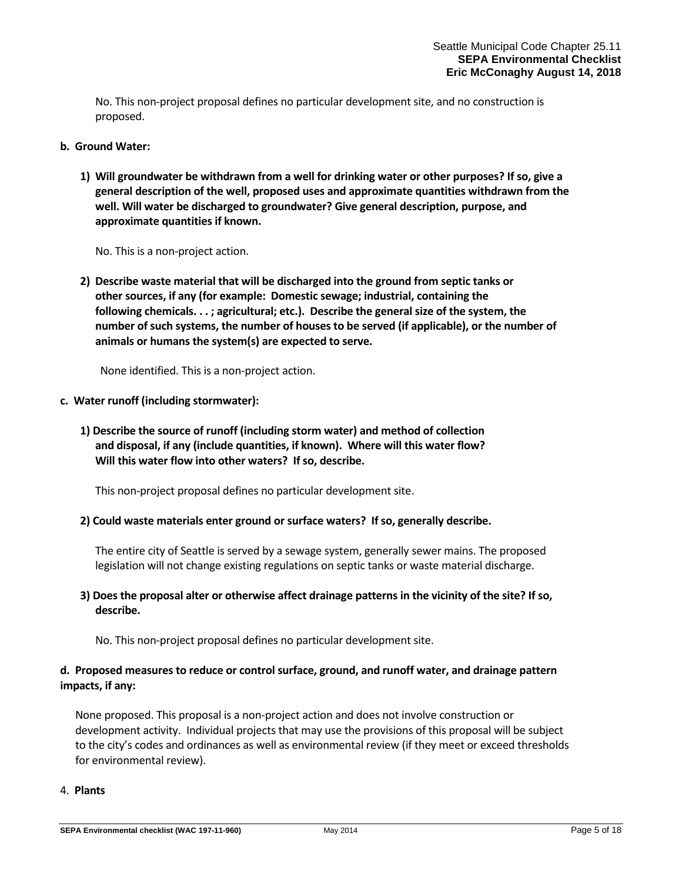No. This non-project proposal defines no particular development site, and no construction is proposed.

**b. Ground Water:**

**1) Will groundwater be withdrawn from a well for drinking water or other purposes? If so, give a general description of the well, proposed uses and approximate quantities withdrawn from the well. Will water be discharged to groundwater? Give general description, purpose, and approximate quantities if known.**

No. This is a non-project action.

**2) Describe waste material that will be discharged into the ground from septic tanks or other sources, if any (for example: Domestic sewage; industrial, containing the following chemicals. . . ; agricultural; etc.). Describe the general size of the system, the number of such systems, the number of houses to be served (if applicable), or the number of animals or humans the system(s) are expected to serve.**

None identified. This is a non-project action.

**c. Water runoff (including stormwater):**

**1) Describe the source of runoff (including storm water) and method of collection and disposal, if any (include quantities, if known). Where will this water flow? Will this water flow into other waters? If so, describe.**

This non-project proposal defines no particular development site.

**2) Could waste materials enter ground or surface waters? If so, generally describe.**

The entire city of Seattle is served by a sewage system, generally sewer mains. The proposed legislation will not change existing regulations on septic tanks or waste material discharge.

**3) Does the proposal alter or otherwise affect drainage patterns in the vicinity of the site? If so, describe.**

No. This non-project proposal defines no particular development site.

**d. Proposed measures to reduce or control surface, ground, and runoff water, and drainage pattern impacts, if any:**

None proposed. This proposal is a non-project action and does not involve construction or development activity. Individual projects that may use the provisions of this proposal will be subject to the city's codes and ordinances as well as environmental review (if they meet or exceed thresholds for environmental review).

4. **Plants**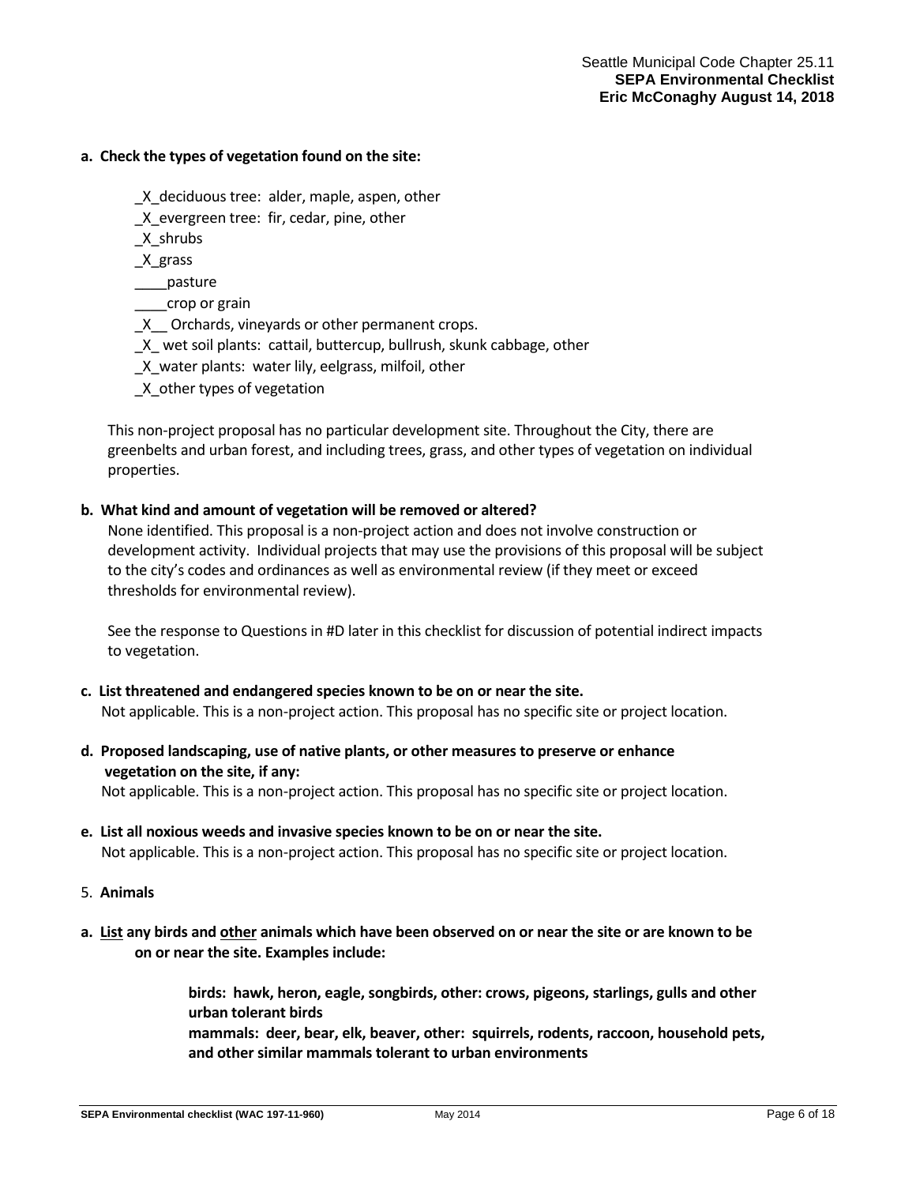**a. Check the types of vegetation found on the site:**

_X_deciduous tree: alder, maple, aspen, other
_X_evergreen tree: fir, cedar, pine, other
_X_shrubs
_X_grass
____pasture
____crop or grain
_X__ Orchards, vineyards or other permanent crops.
_X_ wet soil plants: cattail, buttercup, bullrush, skunk cabbage, other
_X_water plants: water lily, eelgrass, milfoil, other
_X_other types of vegetation

This non-project proposal has no particular development site. Throughout the City, there are greenbelts and urban forest, and including trees, grass, and other types of vegetation on individual properties.

**b. What kind and amount of vegetation will be removed or altered?**

None identified. This proposal is a non-project action and does not involve construction or development activity. Individual projects that may use the provisions of this proposal will be subject to the city's codes and ordinances as well as environmental review (if they meet or exceed thresholds for environmental review).

See the response to Questions in #D later in this checklist for discussion of potential indirect impacts to vegetation.

**c. List threatened and endangered species known to be on or near the site.**

Not applicable. This is a non-project action. This proposal has no specific site or project location.

**d. Proposed landscaping, use of native plants, or other measures to preserve or enhance vegetation on the site, if any:**

Not applicable. This is a non-project action. This proposal has no specific site or project location.

**e. List all noxious weeds and invasive species known to be on or near the site.**

Not applicable. This is a non-project action. This proposal has no specific site or project location.

5. **Animals**

**a. <u>List</u> any birds and <u>other</u> animals which have been observed on or near the site or are known to be on or near the site. Examples include:**

**birds: hawk, heron, eagle, songbirds, other: crows, pigeons, starlings, gulls and other urban tolerant birds**
**mammals: deer, bear, elk, beaver, other: squirrels, rodents, raccoon, household pets, and other similar mammals tolerant to urban environments**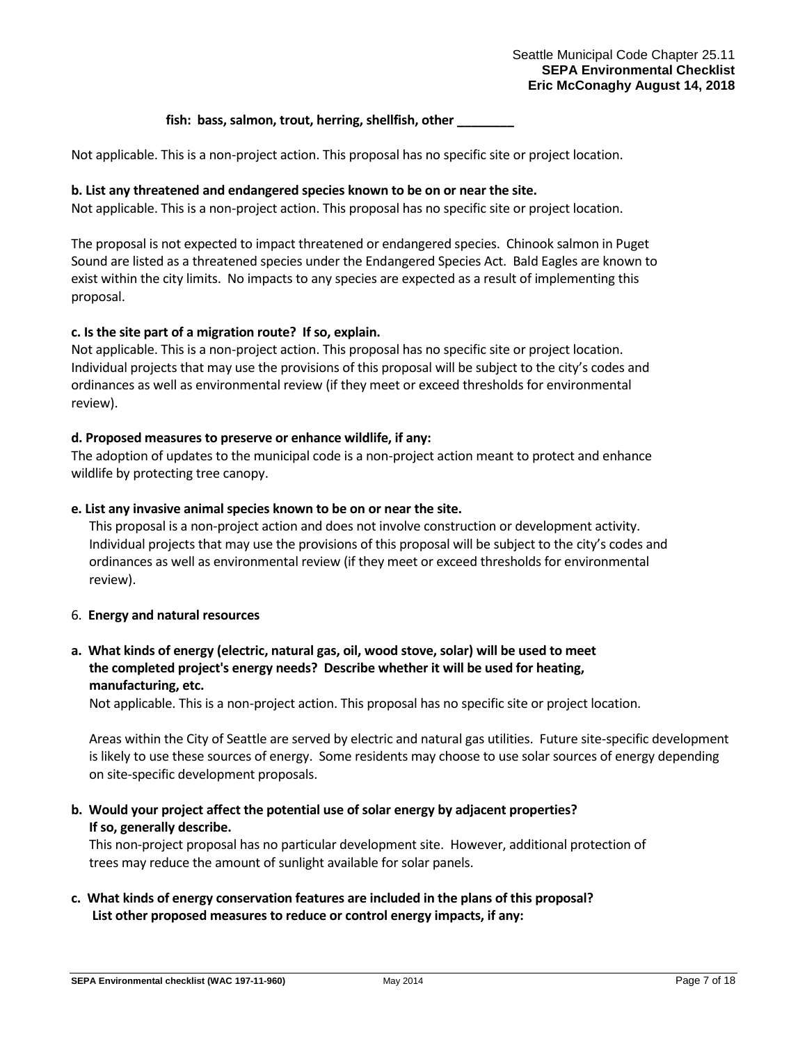**fish: bass, salmon, trout, herring, shellfish, other ________**

Not applicable. This is a non-project action. This proposal has no specific site or project location.

**b. List any threatened and endangered species known to be on or near the site.**

Not applicable. This is a non-project action. This proposal has no specific site or project location.

The proposal is not expected to impact threatened or endangered species. Chinook salmon in Puget Sound are listed as a threatened species under the Endangered Species Act. Bald Eagles are known to exist within the city limits. No impacts to any species are expected as a result of implementing this proposal.

**c. Is the site part of a migration route? If so, explain.**

Not applicable. This is a non-project action. This proposal has no specific site or project location. Individual projects that may use the provisions of this proposal will be subject to the city's codes and ordinances as well as environmental review (if they meet or exceed thresholds for environmental review).

**d. Proposed measures to preserve or enhance wildlife, if any:**

The adoption of updates to the municipal code is a non-project action meant to protect and enhance wildlife by protecting tree canopy.

**e. List any invasive animal species known to be on or near the site.**

This proposal is a non-project action and does not involve construction or development activity. Individual projects that may use the provisions of this proposal will be subject to the city's codes and ordinances as well as environmental review (if they meet or exceed thresholds for environmental review).

6. **Energy and natural resources**

**a. What kinds of energy (electric, natural gas, oil, wood stove, solar) will be used to meet the completed project's energy needs? Describe whether it will be used for heating, manufacturing, etc.**

Not applicable. This is a non-project action. This proposal has no specific site or project location.

Areas within the City of Seattle are served by electric and natural gas utilities. Future site-specific development is likely to use these sources of energy. Some residents may choose to use solar sources of energy depending on site-specific development proposals.

**b. Would your project affect the potential use of solar energy by adjacent properties? If so, generally describe.**

This non-project proposal has no particular development site. However, additional protection of trees may reduce the amount of sunlight available for solar panels.

**c. What kinds of energy conservation features are included in the plans of this proposal? List other proposed measures to reduce or control energy impacts, if any:**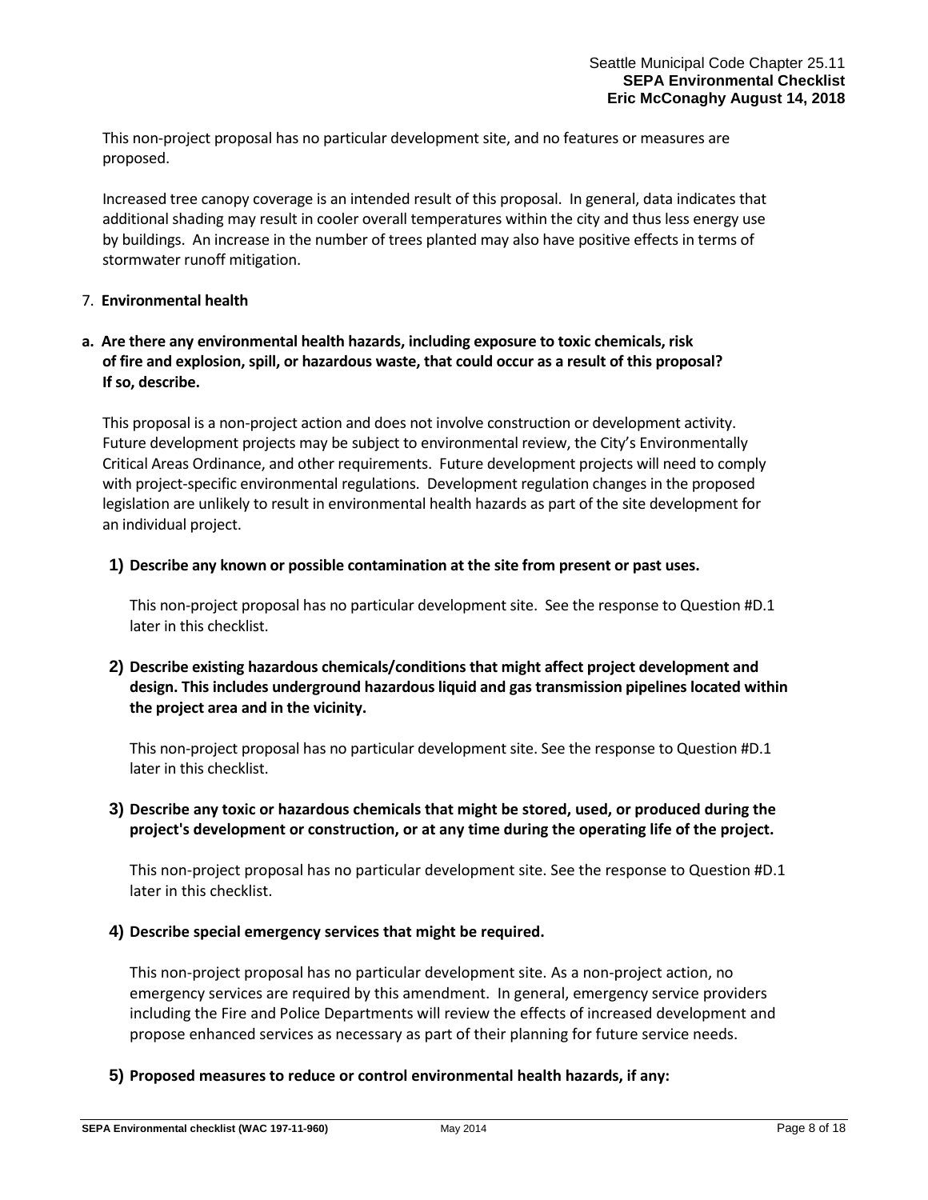This non-project proposal has no particular development site, and no features or measures are proposed.

Increased tree canopy coverage is an intended result of this proposal. In general, data indicates that additional shading may result in cooler overall temperatures within the city and thus less energy use by buildings. An increase in the number of trees planted may also have positive effects in terms of stormwater runoff mitigation.

7. **Environmental health**

**a. Are there any environmental health hazards, including exposure to toxic chemicals, risk of fire and explosion, spill, or hazardous waste, that could occur as a result of this proposal? If so, describe.**

This proposal is a non-project action and does not involve construction or development activity. Future development projects may be subject to environmental review, the City's Environmentally Critical Areas Ordinance, and other requirements. Future development projects will need to comply with project-specific environmental regulations. Development regulation changes in the proposed legislation are unlikely to result in environmental health hazards as part of the site development for an individual project.

**1) Describe any known or possible contamination at the site from present or past uses.**

This non-project proposal has no particular development site. See the response to Question #D.1 later in this checklist.

**2) Describe existing hazardous chemicals/conditions that might affect project development and design. This includes underground hazardous liquid and gas transmission pipelines located within the project area and in the vicinity.**

This non-project proposal has no particular development site. See the response to Question #D.1 later in this checklist.

**3) Describe any toxic or hazardous chemicals that might be stored, used, or produced during the project's development or construction, or at any time during the operating life of the project.**

This non-project proposal has no particular development site. See the response to Question #D.1 later in this checklist.

**4) Describe special emergency services that might be required.**

This non-project proposal has no particular development site. As a non-project action, no emergency services are required by this amendment. In general, emergency service providers including the Fire and Police Departments will review the effects of increased development and propose enhanced services as necessary as part of their planning for future service needs.

**5) Proposed measures to reduce or control environmental health hazards, if any:**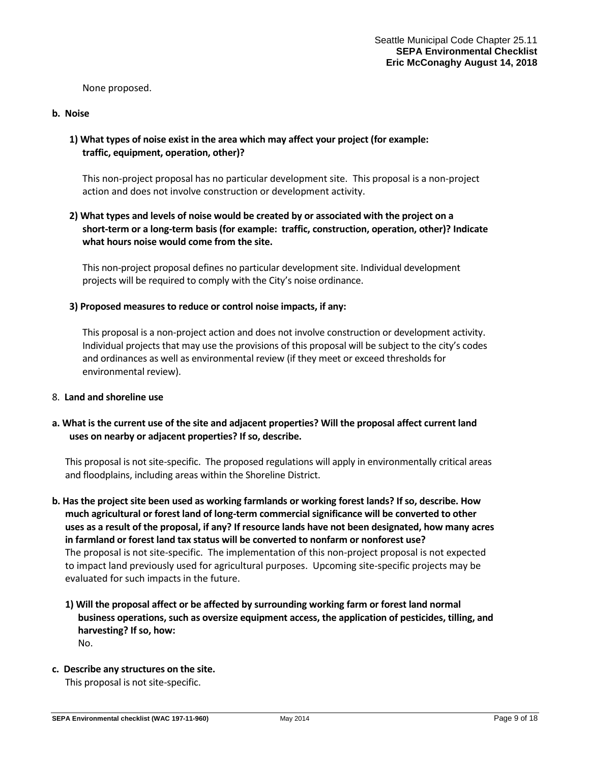None proposed.

**b. Noise**

**1) What types of noise exist in the area which may affect your project (for example: traffic, equipment, operation, other)?**

This non-project proposal has no particular development site. This proposal is a non-project action and does not involve construction or development activity.

**2) What types and levels of noise would be created by or associated with the project on a short-term or a long-term basis (for example: traffic, construction, operation, other)? Indicate what hours noise would come from the site.**

This non-project proposal defines no particular development site. Individual development projects will be required to comply with the City's noise ordinance.

**3) Proposed measures to reduce or control noise impacts, if any:**

This proposal is a non-project action and does not involve construction or development activity. Individual projects that may use the provisions of this proposal will be subject to the city's codes and ordinances as well as environmental review (if they meet or exceed thresholds for environmental review).

8. **Land and shoreline use**

**a. What is the current use of the site and adjacent properties? Will the proposal affect current land uses on nearby or adjacent properties? If so, describe.**

This proposal is not site-specific. The proposed regulations will apply in environmentally critical areas and floodplains, including areas within the Shoreline District.

**b. Has the project site been used as working farmlands or working forest lands? If so, describe. How much agricultural or forest land of long-term commercial significance will be converted to other uses as a result of the proposal, if any? If resource lands have not been designated, how many acres in farmland or forest land tax status will be converted to nonfarm or nonforest use?**

The proposal is not site-specific. The implementation of this non-project proposal is not expected to impact land previously used for agricultural purposes. Upcoming site-specific projects may be evaluated for such impacts in the future.

**1) Will the proposal affect or be affected by surrounding working farm or forest land normal business operations, such as oversize equipment access, the application of pesticides, tilling, and harvesting? If so, how:**

No.

**c. Describe any structures on the site.**

This proposal is not site-specific.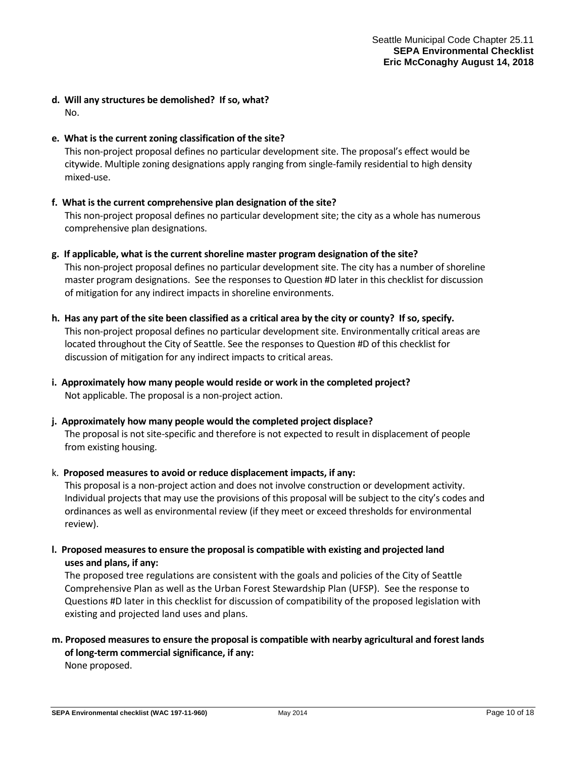**d. Will any structures be demolished? If so, what?**

No.

**e. What is the current zoning classification of the site?**

This non-project proposal defines no particular development site. The proposal's effect would be citywide. Multiple zoning designations apply ranging from single-family residential to high density mixed-use.

**f. What is the current comprehensive plan designation of the site?**

This non-project proposal defines no particular development site; the city as a whole has numerous comprehensive plan designations.

**g. If applicable, what is the current shoreline master program designation of the site?**

This non-project proposal defines no particular development site. The city has a number of shoreline master program designations. See the responses to Question #D later in this checklist for discussion of mitigation for any indirect impacts in shoreline environments.

**h. Has any part of the site been classified as a critical area by the city or county? If so, specify.**

This non-project proposal defines no particular development site. Environmentally critical areas are located throughout the City of Seattle. See the responses to Question #D of this checklist for discussion of mitigation for any indirect impacts to critical areas.

**i. Approximately how many people would reside or work in the completed project?**

Not applicable. The proposal is a non-project action.

**j. Approximately how many people would the completed project displace?**

The proposal is not site-specific and therefore is not expected to result in displacement of people from existing housing.

k. **Proposed measures to avoid or reduce displacement impacts, if any:**

This proposal is a non-project action and does not involve construction or development activity. Individual projects that may use the provisions of this proposal will be subject to the city's codes and ordinances as well as environmental review (if they meet or exceed thresholds for environmental review).

**l. Proposed measures to ensure the proposal is compatible with existing and projected land uses and plans, if any:**

The proposed tree regulations are consistent with the goals and policies of the City of Seattle Comprehensive Plan as well as the Urban Forest Stewardship Plan (UFSP). See the response to Questions #D later in this checklist for discussion of compatibility of the proposed legislation with existing and projected land uses and plans.

**m. Proposed measures to ensure the proposal is compatible with nearby agricultural and forest lands of long-term commercial significance, if any:**

None proposed.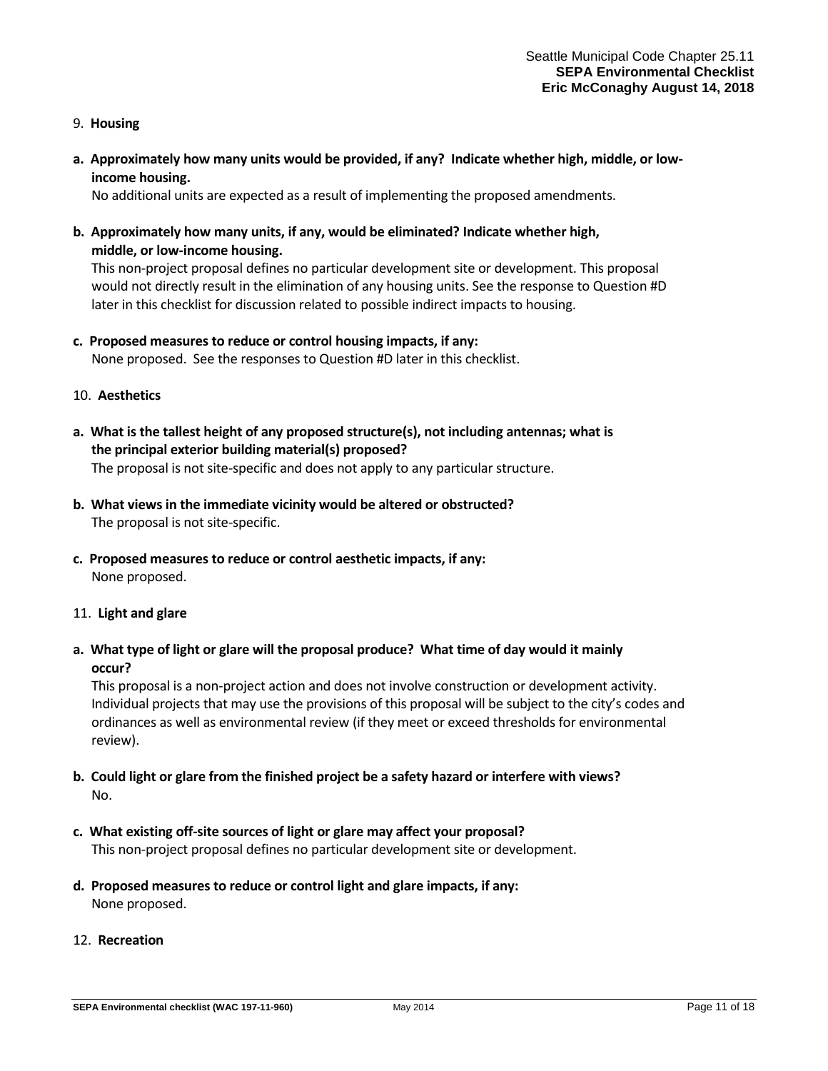9. **Housing**

**a. Approximately how many units would be provided, if any? Indicate whether high, middle, or low-income housing.**

No additional units are expected as a result of implementing the proposed amendments.

**b. Approximately how many units, if any, would be eliminated? Indicate whether high, middle, or low-income housing.**

This non-project proposal defines no particular development site or development. This proposal would not directly result in the elimination of any housing units. See the response to Question #D later in this checklist for discussion related to possible indirect impacts to housing.

**c. Proposed measures to reduce or control housing impacts, if any:**

None proposed. See the responses to Question #D later in this checklist.

10. **Aesthetics**

**a. What is the tallest height of any proposed structure(s), not including antennas; what is the principal exterior building material(s) proposed?**

The proposal is not site-specific and does not apply to any particular structure.

**b. What views in the immediate vicinity would be altered or obstructed?**

The proposal is not site-specific.

**c. Proposed measures to reduce or control aesthetic impacts, if any:**

None proposed.

11. **Light and glare**

**a. What type of light or glare will the proposal produce? What time of day would it mainly occur?**

This proposal is a non-project action and does not involve construction or development activity. Individual projects that may use the provisions of this proposal will be subject to the city's codes and ordinances as well as environmental review (if they meet or exceed thresholds for environmental review).

**b. Could light or glare from the finished project be a safety hazard or interfere with views?**

No.

**c. What existing off-site sources of light or glare may affect your proposal?**

This non-project proposal defines no particular development site or development.

**d. Proposed measures to reduce or control light and glare impacts, if any:**

None proposed.

12. **Recreation**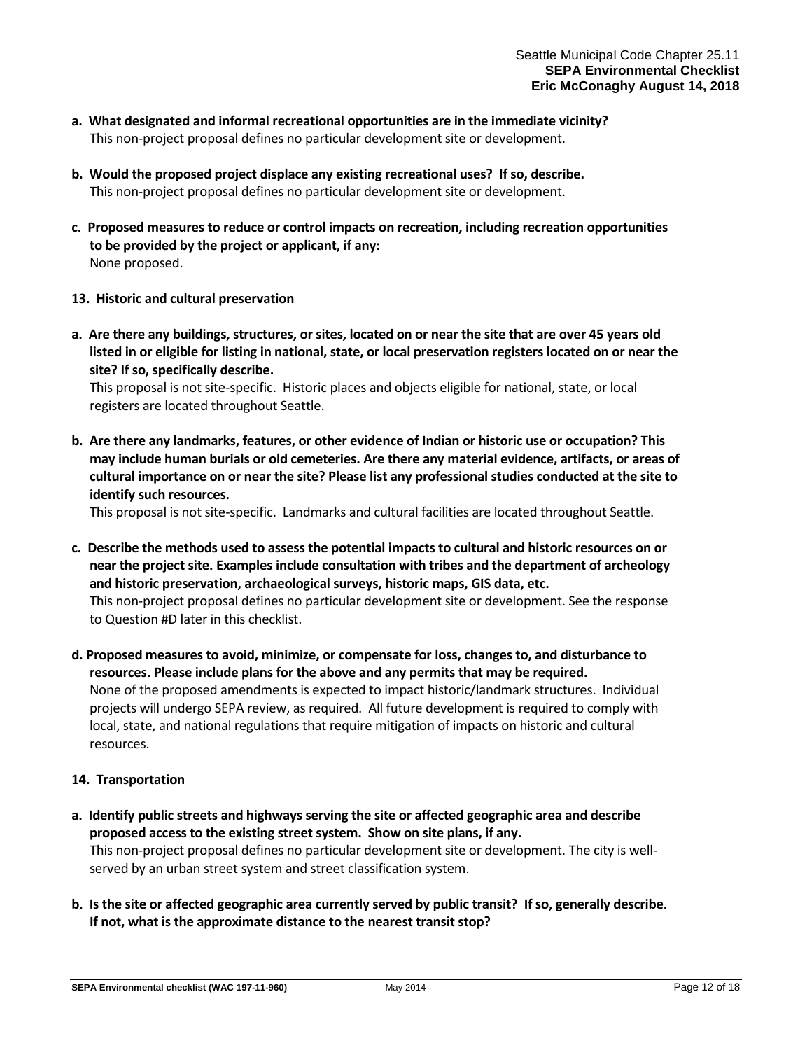**a. What designated and informal recreational opportunities are in the immediate vicinity?**
This non-project proposal defines no particular development site or development.

**b. Would the proposed project displace any existing recreational uses? If so, describe.**
This non-project proposal defines no particular development site or development.

**c. Proposed measures to reduce or control impacts on recreation, including recreation opportunities to be provided by the project or applicant, if any:**
None proposed.

**13. Historic and cultural preservation**

**a. Are there any buildings, structures, or sites, located on or near the site that are over 45 years old listed in or eligible for listing in national, state, or local preservation registers located on or near the site? If so, specifically describe.**
This proposal is not site-specific. Historic places and objects eligible for national, state, or local registers are located throughout Seattle.

**b. Are there any landmarks, features, or other evidence of Indian or historic use or occupation? This may include human burials or old cemeteries. Are there any material evidence, artifacts, or areas of cultural importance on or near the site? Please list any professional studies conducted at the site to identify such resources.**
This proposal is not site-specific. Landmarks and cultural facilities are located throughout Seattle.

**c. Describe the methods used to assess the potential impacts to cultural and historic resources on or near the project site. Examples include consultation with tribes and the department of archeology and historic preservation, archaeological surveys, historic maps, GIS data, etc.**
This non-project proposal defines no particular development site or development. See the response to Question #D later in this checklist.

**d. Proposed measures to avoid, minimize, or compensate for loss, changes to, and disturbance to resources. Please include plans for the above and any permits that may be required.**
None of the proposed amendments is expected to impact historic/landmark structures. Individual projects will undergo SEPA review, as required. All future development is required to comply with local, state, and national regulations that require mitigation of impacts on historic and cultural resources.

**14. Transportation**

**a. Identify public streets and highways serving the site or affected geographic area and describe proposed access to the existing street system. Show on site plans, if any.**
This non-project proposal defines no particular development site or development. The city is well-served by an urban street system and street classification system.

**b. Is the site or affected geographic area currently served by public transit? If so, generally describe. If not, what is the approximate distance to the nearest transit stop?**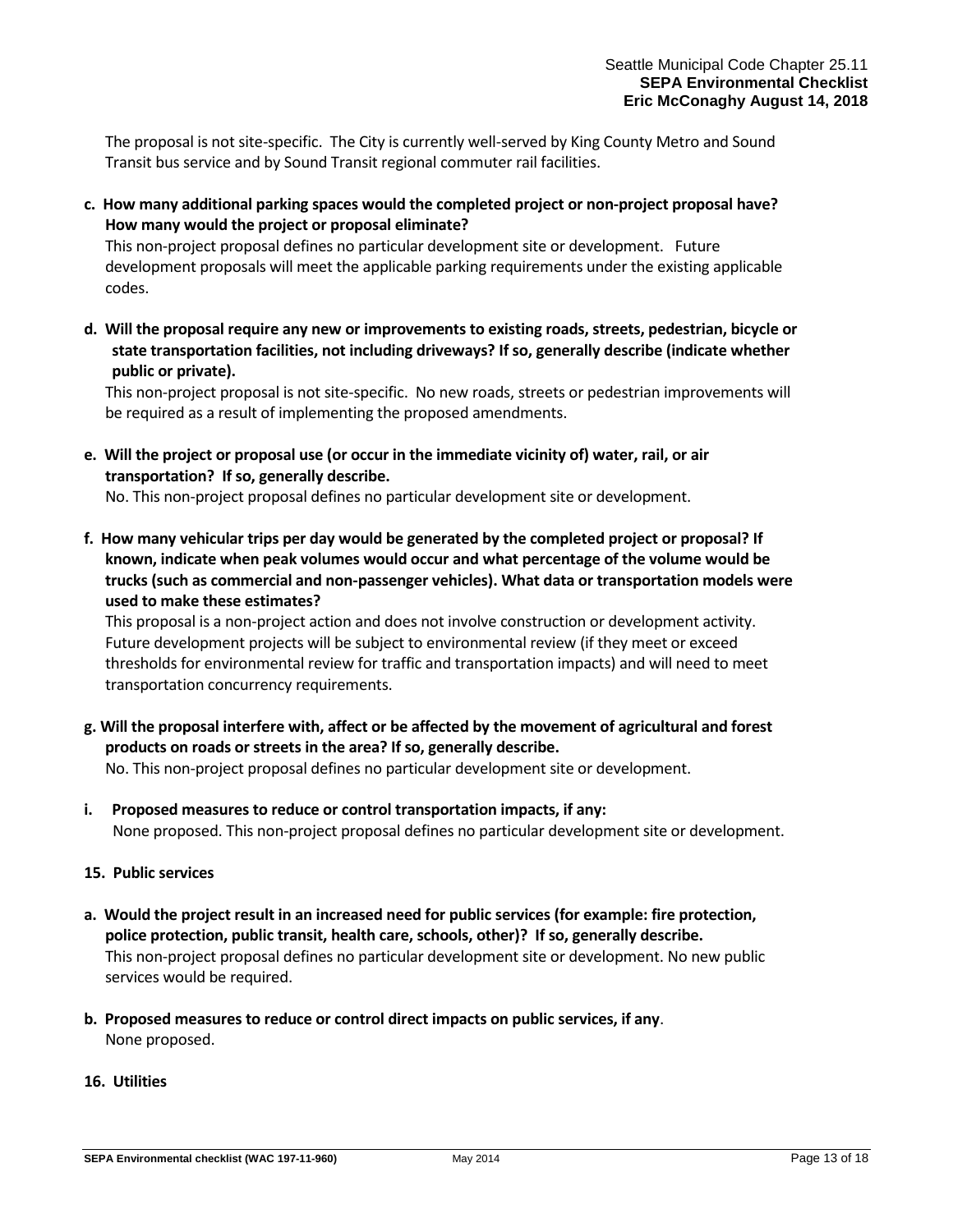The proposal is not site-specific. The City is currently well-served by King County Metro and Sound Transit bus service and by Sound Transit regional commuter rail facilities.

**c. How many additional parking spaces would the completed project or non-project proposal have? How many would the project or proposal eliminate?**

This non-project proposal defines no particular development site or development. Future development proposals will meet the applicable parking requirements under the existing applicable codes.

**d. Will the proposal require any new or improvements to existing roads, streets, pedestrian, bicycle or state transportation facilities, not including driveways? If so, generally describe (indicate whether public or private).**

This non-project proposal is not site-specific. No new roads, streets or pedestrian improvements will be required as a result of implementing the proposed amendments.

**e. Will the project or proposal use (or occur in the immediate vicinity of) water, rail, or air transportation? If so, generally describe.**

No. This non-project proposal defines no particular development site or development.

**f. How many vehicular trips per day would be generated by the completed project or proposal? If known, indicate when peak volumes would occur and what percentage of the volume would be trucks (such as commercial and non-passenger vehicles). What data or transportation models were used to make these estimates?**

This proposal is a non-project action and does not involve construction or development activity. Future development projects will be subject to environmental review (if they meet or exceed thresholds for environmental review for traffic and transportation impacts) and will need to meet transportation concurrency requirements.

**g. Will the proposal interfere with, affect or be affected by the movement of agricultural and forest products on roads or streets in the area? If so, generally describe.**

No. This non-project proposal defines no particular development site or development.

**i. Proposed measures to reduce or control transportation impacts, if any:**

None proposed. This non-project proposal defines no particular development site or development.

**15. Public services**

**a. Would the project result in an increased need for public services (for example: fire protection, police protection, public transit, health care, schools, other)? If so, generally describe.**

This non-project proposal defines no particular development site or development. No new public services would be required.

**b. Proposed measures to reduce or control direct impacts on public services, if any**.

None proposed.

**16. Utilities**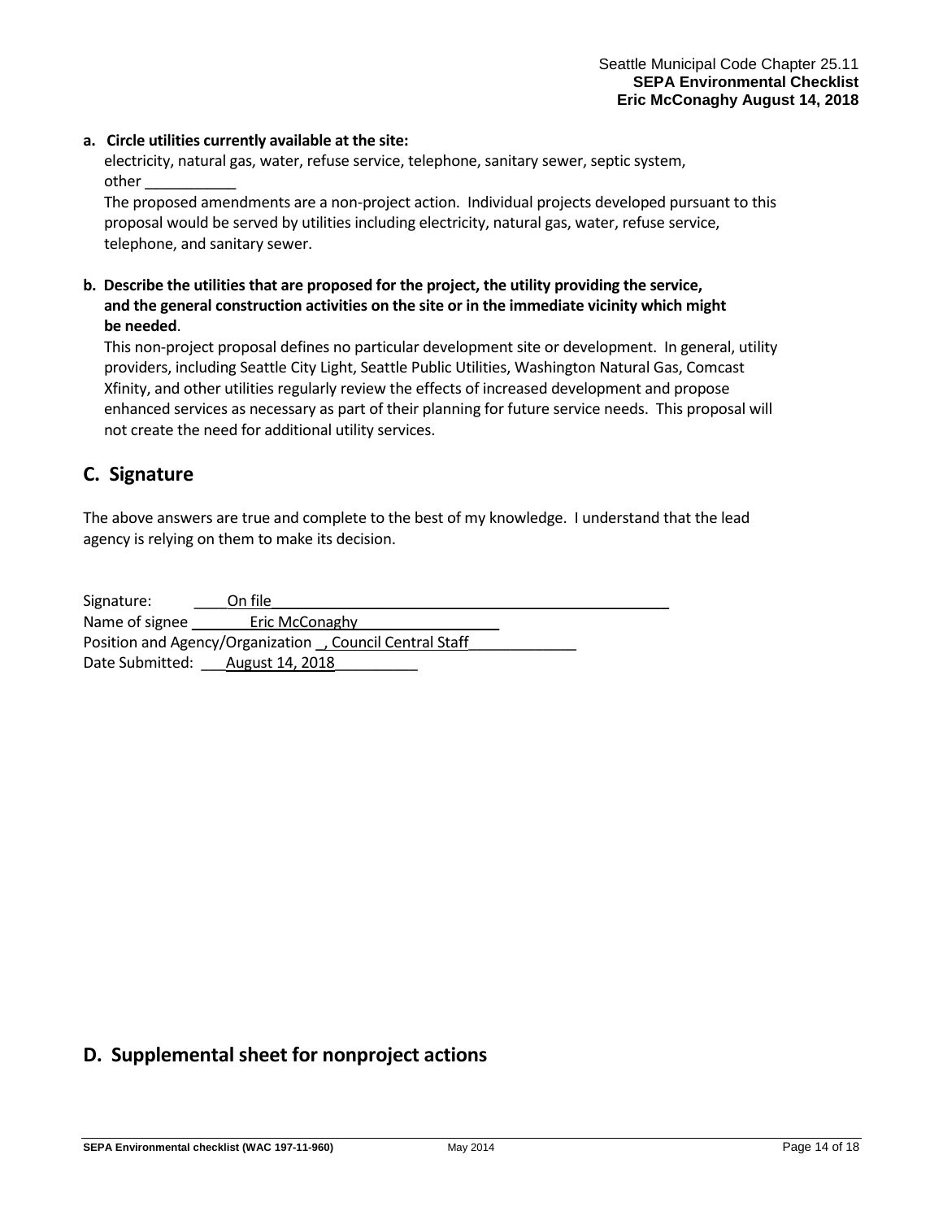**a. Circle utilities currently available at the site:**

electricity, natural gas, water, refuse service, telephone, sanitary sewer, septic system, other ___________

The proposed amendments are a non-project action. Individual projects developed pursuant to this proposal would be served by utilities including electricity, natural gas, water, refuse service, telephone, and sanitary sewer.

**b. Describe the utilities that are proposed for the project, the utility providing the service, and the general construction activities on the site or in the immediate vicinity which might be needed**.

This non-project proposal defines no particular development site or development. In general, utility providers, including Seattle City Light, Seattle Public Utilities, Washington Natural Gas, Comcast Xfinity, and other utilities regularly review the effects of increased development and propose enhanced services as necessary as part of their planning for future service needs. This proposal will not create the need for additional utility services.

## C. Signature

The above answers are true and complete to the best of my knowledge. I understand that the lead agency is relying on them to make its decision.

Signature: ____On file___________________________________________________

Name of signee ________Eric McConaghy__________________

Position and Agency/Organization _, Council Central Staff_____________

Date Submitted: ___August 14, 2018__________

## D. Supplemental sheet for nonproject actions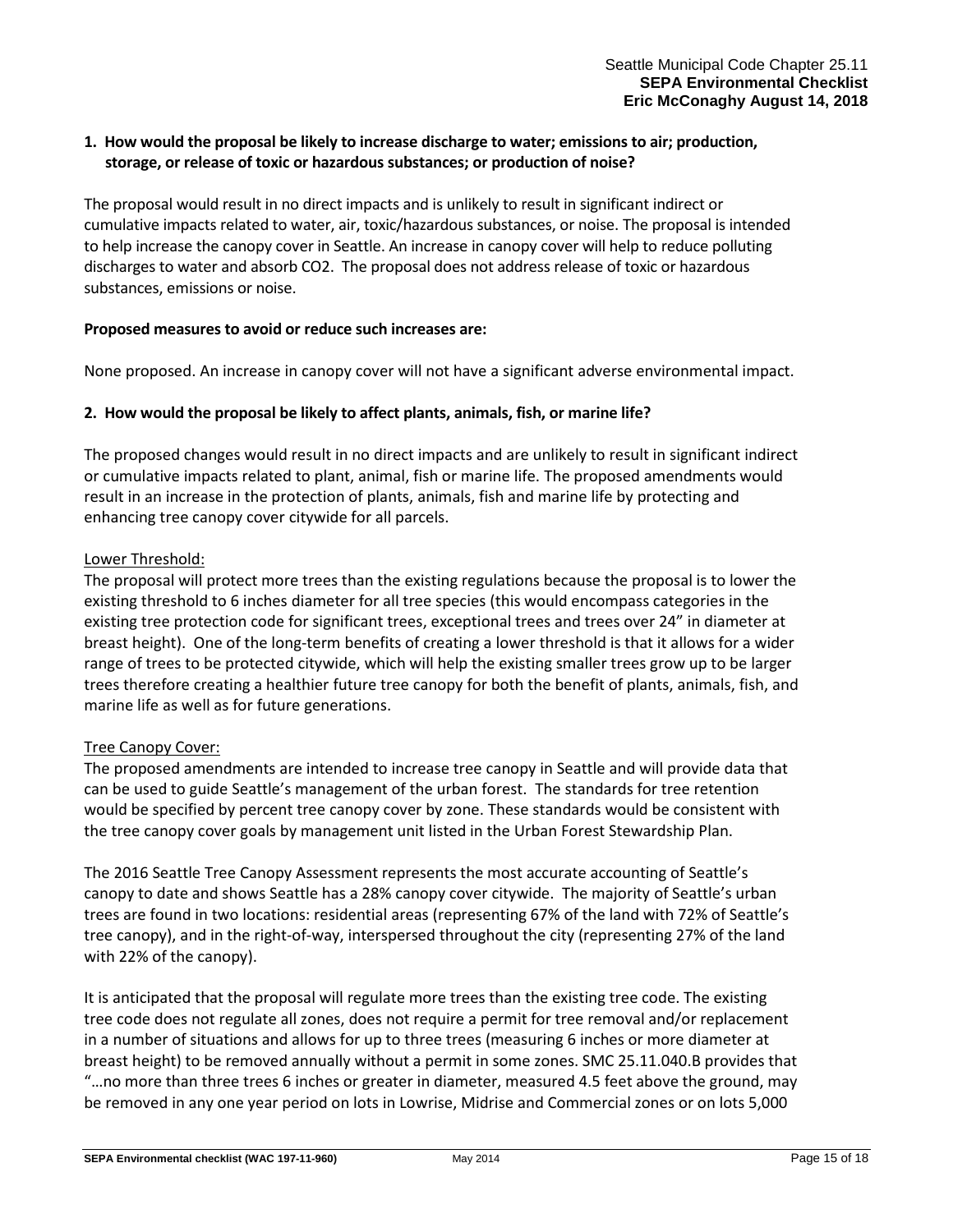**1. How would the proposal be likely to increase discharge to water; emissions to air; production, storage, or release of toxic or hazardous substances; or production of noise?**

The proposal would result in no direct impacts and is unlikely to result in significant indirect or cumulative impacts related to water, air, toxic/hazardous substances, or noise. The proposal is intended to help increase the canopy cover in Seattle. An increase in canopy cover will help to reduce polluting discharges to water and absorb $CO_2$. The proposal does not address release of toxic or hazardous substances, emissions or noise.

**Proposed measures to avoid or reduce such increases are:**

None proposed. An increase in canopy cover will not have a significant adverse environmental impact.

**2. How would the proposal be likely to affect plants, animals, fish, or marine life?**

The proposed changes would result in no direct impacts and are unlikely to result in significant indirect or cumulative impacts related to plant, animal, fish or marine life. The proposed amendments would result in an increase in the protection of plants, animals, fish and marine life by protecting and enhancing tree canopy cover citywide for all parcels.

Lower Threshold:

The proposal will protect more trees than the existing regulations because the proposal is to lower the existing threshold to 6 inches diameter for all tree species (this would encompass categories in the existing tree protection code for significant trees, exceptional trees and trees over 24" in diameter at breast height). One of the long-term benefits of creating a lower threshold is that it allows for a wider range of trees to be protected citywide, which will help the existing smaller trees grow up to be larger trees therefore creating a healthier future tree canopy for both the benefit of plants, animals, fish, and marine life as well as for future generations.

Tree Canopy Cover:

The proposed amendments are intended to increase tree canopy in Seattle and will provide data that can be used to guide Seattle's management of the urban forest. The standards for tree retention would be specified by percent tree canopy cover by zone. These standards would be consistent with the tree canopy cover goals by management unit listed in the Urban Forest Stewardship Plan.

The 2016 Seattle Tree Canopy Assessment represents the most accurate accounting of Seattle's canopy to date and shows Seattle has a 28% canopy cover citywide. The majority of Seattle's urban trees are found in two locations: residential areas (representing 67% of the land with 72% of Seattle's tree canopy), and in the right-of-way, interspersed throughout the city (representing 27% of the land with 22% of the canopy).

It is anticipated that the proposal will regulate more trees than the existing tree code. The existing tree code does not regulate all zones, does not require a permit for tree removal and/or replacement in a number of situations and allows for up to three trees (measuring 6 inches or more diameter at breast height) to be removed annually without a permit in some zones. SMC 25.11.040.B provides that "…no more than three trees 6 inches or greater in diameter, measured 4.5 feet above the ground, may be removed in any one year period on lots in Lowrise, Midrise and Commercial zones or on lots 5,000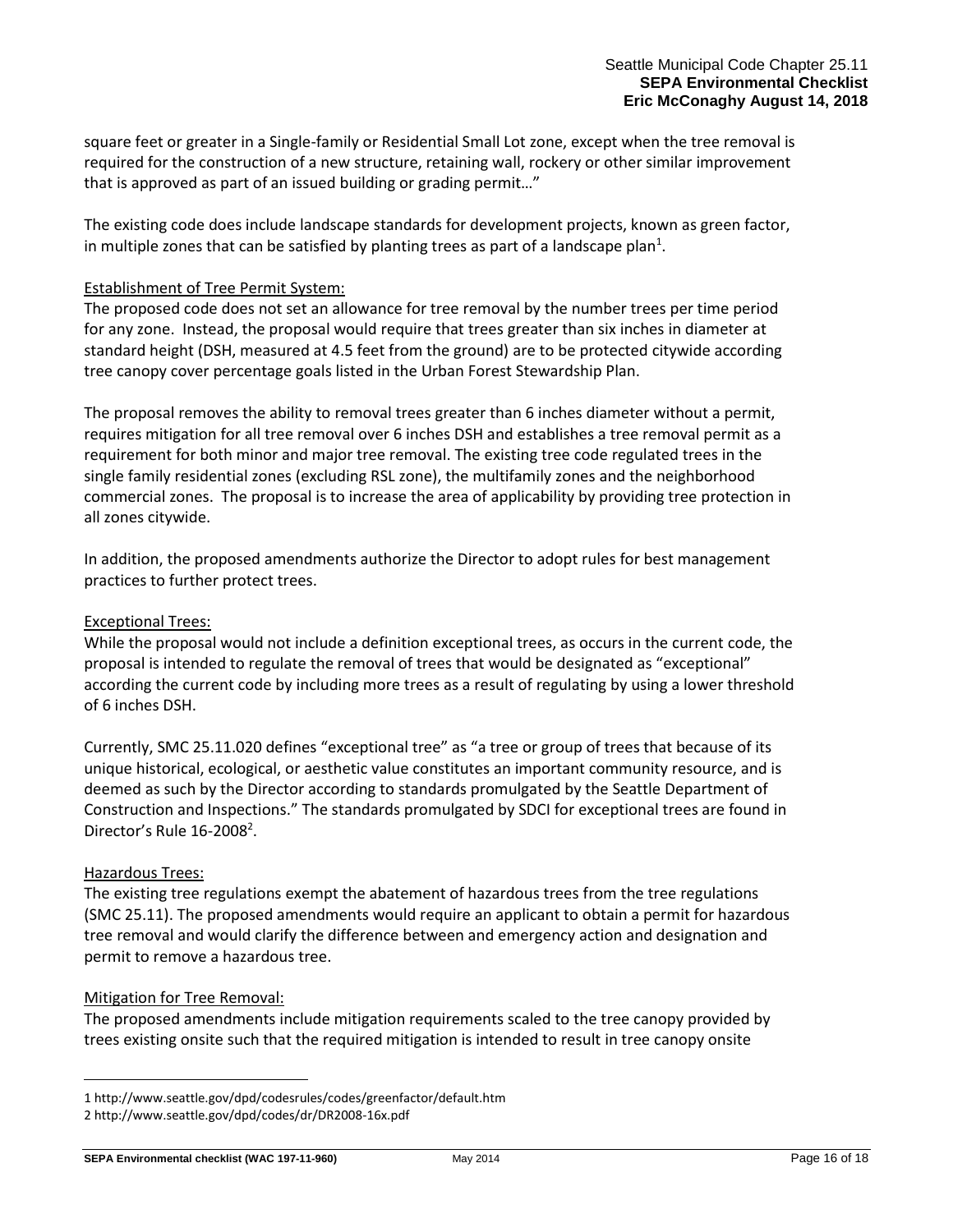square feet or greater in a Single-family or Residential Small Lot zone, except when the tree removal is required for the construction of a new structure, retaining wall, rockery or other similar improvement that is approved as part of an issued building or grading permit…"

The existing code does include landscape standards for development projects, known as green factor, in multiple zones that can be satisfied by planting trees as part of a landscape plan[1].

Establishment of Tree Permit System:

The proposed code does not set an allowance for tree removal by the number trees per time period for any zone. Instead, the proposal would require that trees greater than six inches in diameter at standard height (DSH, measured at 4.5 feet from the ground) are to be protected citywide according tree canopy cover percentage goals listed in the Urban Forest Stewardship Plan.

The proposal removes the ability to removal trees greater than 6 inches diameter without a permit, requires mitigation for all tree removal over 6 inches DSH and establishes a tree removal permit as a requirement for both minor and major tree removal. The existing tree code regulated trees in the single family residential zones (excluding RSL zone), the multifamily zones and the neighborhood commercial zones. The proposal is to increase the area of applicability by providing tree protection in all zones citywide.

In addition, the proposed amendments authorize the Director to adopt rules for best management practices to further protect trees.

Exceptional Trees:

While the proposal would not include a definition exceptional trees, as occurs in the current code, the proposal is intended to regulate the removal of trees that would be designated as "exceptional" according the current code by including more trees as a result of regulating by using a lower threshold of 6 inches DSH.

Currently, SMC 25.11.020 defines "exceptional tree" as "a tree or group of trees that because of its unique historical, ecological, or aesthetic value constitutes an important community resource, and is deemed as such by the Director according to standards promulgated by the Seattle Department of Construction and Inspections." The standards promulgated by SDCI for exceptional trees are found in Director's Rule 16-2008[2].

Hazardous Trees:

The existing tree regulations exempt the abatement of hazardous trees from the tree regulations (SMC 25.11). The proposed amendments would require an applicant to obtain a permit for hazardous tree removal and would clarify the difference between and emergency action and designation and permit to remove a hazardous tree.

Mitigation for Tree Removal:

The proposed amendments include mitigation requirements scaled to the tree canopy provided by trees existing onsite such that the required mitigation is intended to result in tree canopy onsite

---

1 http://www.seattle.gov/dpd/codesrules/codes/greenfactor/default.htm

2 http://www.seattle.gov/dpd/codes/dr/DR2008-16x.pdf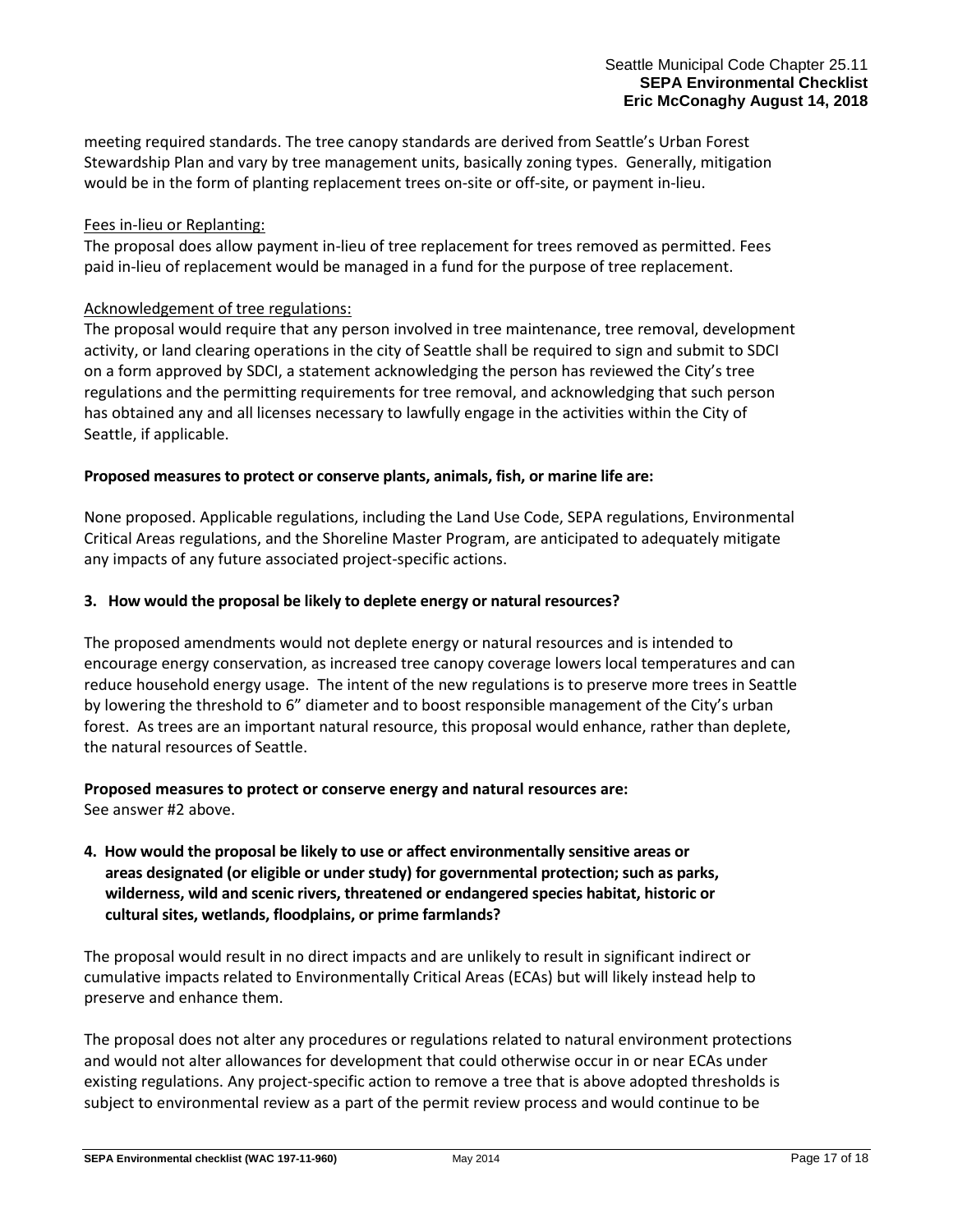meeting required standards. The tree canopy standards are derived from Seattle's Urban Forest Stewardship Plan and vary by tree management units, basically zoning types. Generally, mitigation would be in the form of planting replacement trees on-site or off-site, or payment in-lieu.

Fees in-lieu or Replanting:

The proposal does allow payment in-lieu of tree replacement for trees removed as permitted. Fees paid in-lieu of replacement would be managed in a fund for the purpose of tree replacement.

Acknowledgement of tree regulations:

The proposal would require that any person involved in tree maintenance, tree removal, development activity, or land clearing operations in the city of Seattle shall be required to sign and submit to SDCI on a form approved by SDCI, a statement acknowledging the person has reviewed the City's tree regulations and the permitting requirements for tree removal, and acknowledging that such person has obtained any and all licenses necessary to lawfully engage in the activities within the City of Seattle, if applicable.

**Proposed measures to protect or conserve plants, animals, fish, or marine life are:**

None proposed. Applicable regulations, including the Land Use Code, SEPA regulations, Environmental Critical Areas regulations, and the Shoreline Master Program, are anticipated to adequately mitigate any impacts of any future associated project-specific actions.

**3. How would the proposal be likely to deplete energy or natural resources?**

The proposed amendments would not deplete energy or natural resources and is intended to encourage energy conservation, as increased tree canopy coverage lowers local temperatures and can reduce household energy usage. The intent of the new regulations is to preserve more trees in Seattle by lowering the threshold to 6" diameter and to boost responsible management of the City's urban forest. As trees are an important natural resource, this proposal would enhance, rather than deplete, the natural resources of Seattle.

**Proposed measures to protect or conserve energy and natural resources are:**
See answer #2 above.

**4. How would the proposal be likely to use or affect environmentally sensitive areas or areas designated (or eligible or under study) for governmental protection; such as parks, wilderness, wild and scenic rivers, threatened or endangered species habitat, historic or cultural sites, wetlands, floodplains, or prime farmlands?**

The proposal would result in no direct impacts and are unlikely to result in significant indirect or cumulative impacts related to Environmentally Critical Areas (ECAs) but will likely instead help to preserve and enhance them.

The proposal does not alter any procedures or regulations related to natural environment protections and would not alter allowances for development that could otherwise occur in or near ECAs under existing regulations. Any project-specific action to remove a tree that is above adopted thresholds is subject to environmental review as a part of the permit review process and would continue to be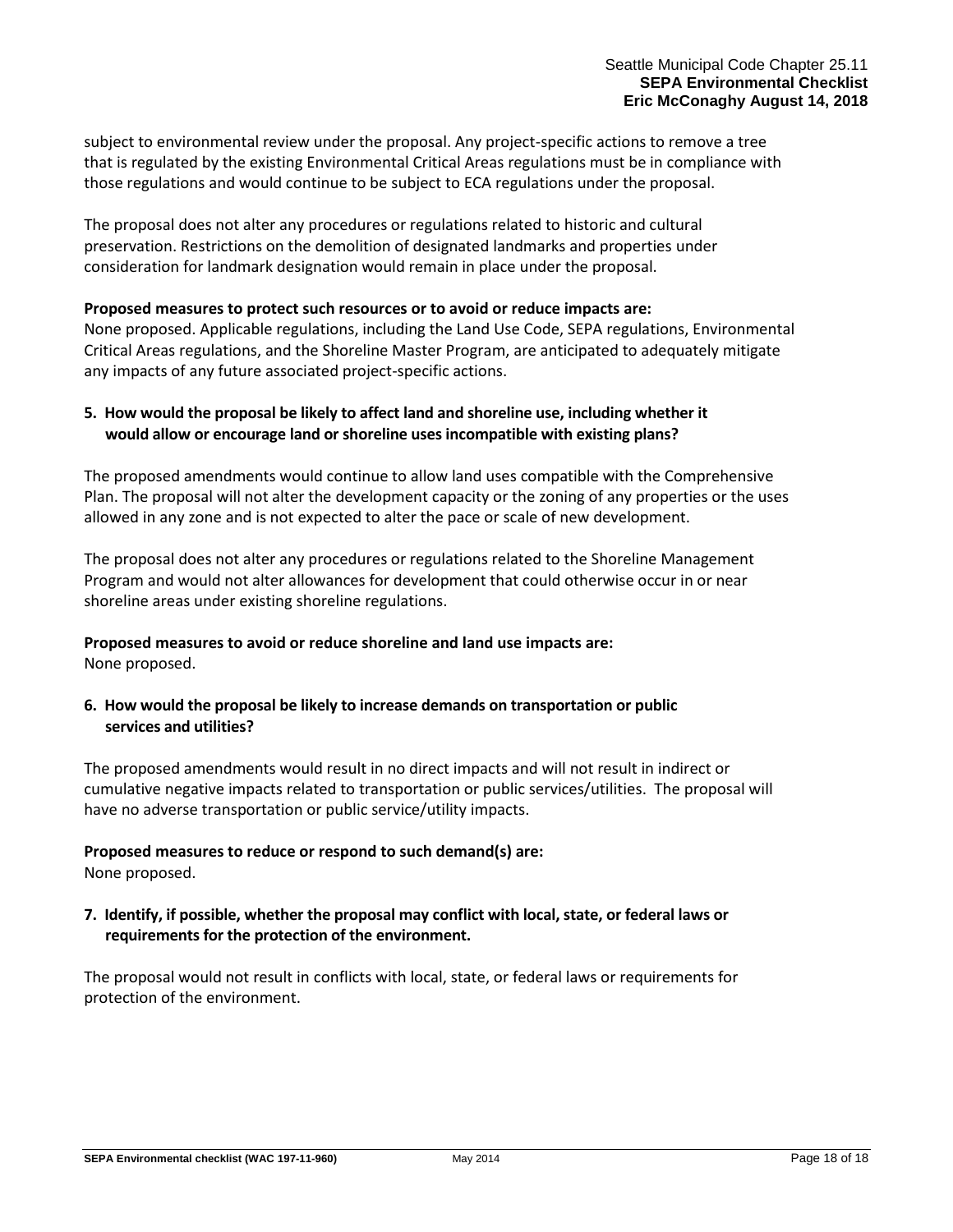subject to environmental review under the proposal. Any project-specific actions to remove a tree that is regulated by the existing Environmental Critical Areas regulations must be in compliance with those regulations and would continue to be subject to ECA regulations under the proposal.

The proposal does not alter any procedures or regulations related to historic and cultural preservation. Restrictions on the demolition of designated landmarks and properties under consideration for landmark designation would remain in place under the proposal.

**Proposed measures to protect such resources or to avoid or reduce impacts are:**
None proposed. Applicable regulations, including the Land Use Code, SEPA regulations, Environmental Critical Areas regulations, and the Shoreline Master Program, are anticipated to adequately mitigate any impacts of any future associated project-specific actions.

**5. How would the proposal be likely to affect land and shoreline use, including whether it would allow or encourage land or shoreline uses incompatible with existing plans?**

The proposed amendments would continue to allow land uses compatible with the Comprehensive Plan. The proposal will not alter the development capacity or the zoning of any properties or the uses allowed in any zone and is not expected to alter the pace or scale of new development.

The proposal does not alter any procedures or regulations related to the Shoreline Management Program and would not alter allowances for development that could otherwise occur in or near shoreline areas under existing shoreline regulations.

**Proposed measures to avoid or reduce shoreline and land use impacts are:**
None proposed.

**6. How would the proposal be likely to increase demands on transportation or public services and utilities?**

The proposed amendments would result in no direct impacts and will not result in indirect or cumulative negative impacts related to transportation or public services/utilities. The proposal will have no adverse transportation or public service/utility impacts.

**Proposed measures to reduce or respond to such demand(s) are:**
None proposed.

**7. Identify, if possible, whether the proposal may conflict with local, state, or federal laws or requirements for the protection of the environment.**

The proposal would not result in conflicts with local, state, or federal laws or requirements for protection of the environment.